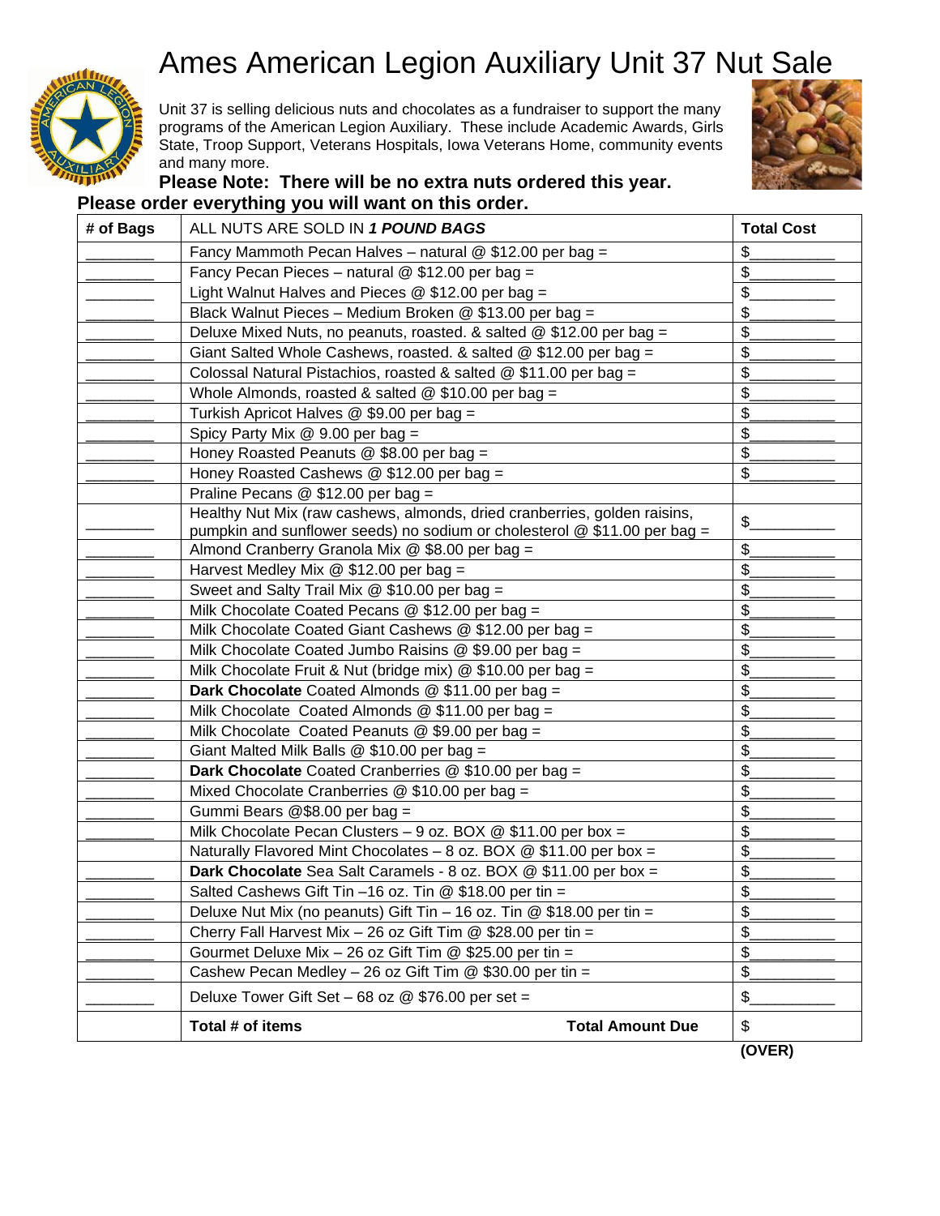# Ames American Legion Auxiliary Unit 37 Nut Sale

Unit 37 is selling delicious nuts and chocolates as a fundraiser to support the many programs of the American Legion Auxiliary. These include Academic Awards, Girls State, Troop Support, Veterans Hospitals, Iowa Veterans Home, community events and many more.

**Please Note: There will be no extra nuts ordered this year.**
**Please order everything you will want on this order.**

| # of Bags | ALL NUTS ARE SOLD IN ***1 POUND BAGS*** | Total Cost |
|---|---|---|
| ________ | Fancy Mammoth Pecan Halves – natural @ $12.00 per bag = | $__________ |
| ________ | Fancy Pecan Pieces – natural @ $12.00 per bag = | $__________ |
| ________ | Light Walnut Halves and Pieces @ $12.00 per bag = | $__________ |
| ________ | Black Walnut Pieces – Medium Broken @ $13.00 per bag = | $__________ |
| ________ | Deluxe Mixed Nuts, no peanuts, roasted. & salted @ $12.00 per bag = | $__________ |
| ________ | Giant Salted Whole Cashews, roasted. & salted @ $12.00 per bag = | $__________ |
| ________ | Colossal Natural Pistachios, roasted & salted @ $11.00 per bag = | $__________ |
| ________ | Whole Almonds, roasted & salted @ $10.00 per bag = | $__________ |
| ________ | Turkish Apricot Halves @ $9.00 per bag = | $__________ |
| ________ | Spicy Party Mix @ 9.00 per bag = | $__________ |
| ________ | Honey Roasted Peanuts @ $8.00 per bag = | $__________ |
| ________ | Honey Roasted Cashews @ $12.00 per bag = | $__________ |
| | Praline Pecans @ $12.00 per bag = | |
| ________ | Healthy Nut Mix (raw cashews, almonds, dried cranberries, golden raisins, pumpkin and sunflower seeds) no sodium or cholesterol @ $11.00 per bag = | $__________ |
| ________ | Almond Cranberry Granola Mix @ $8.00 per bag = | $__________ |
| ________ | Harvest Medley Mix @ $12.00 per bag = | $__________ |
| ________ | Sweet and Salty Trail Mix @ $10.00 per bag = | $__________ |
| ________ | Milk Chocolate Coated Pecans @ $12.00 per bag = | $__________ |
| ________ | Milk Chocolate Coated Giant Cashews @ $12.00 per bag = | $__________ |
| ________ | Milk Chocolate Coated Jumbo Raisins @ $9.00 per bag = | $__________ |
| ________ | Milk Chocolate Fruit & Nut (bridge mix) @ $10.00 per bag = | $__________ |
| ________ | **Dark Chocolate** Coated Almonds @ $11.00 per bag = | $__________ |
| ________ | Milk Chocolate Coated Almonds @ $11.00 per bag = | $__________ |
| ________ | Milk Chocolate Coated Peanuts @ $9.00 per bag = | $__________ |
| ________ | Giant Malted Milk Balls @ $10.00 per bag = | $__________ |
| ________ | **Dark Chocolate** Coated Cranberries @ $10.00 per bag = | $__________ |
| ________ | Mixed Chocolate Cranberries @ $10.00 per bag = | $__________ |
| ________ | Gummi Bears @$8.00 per bag = | $__________ |
| ________ | Milk Chocolate Pecan Clusters – 9 oz. BOX @ $11.00 per box = | $__________ |
| | Naturally Flavored Mint Chocolates – 8 oz. BOX @ $11.00 per box = | $__________ |
| ________ | **Dark Chocolate** Sea Salt Caramels - 8 oz. BOX @ $11.00 per box = | $__________ |
| ________ | Salted Cashews Gift Tin –16 oz. Tin @ $18.00 per tin = | $__________ |
| ________ | Deluxe Nut Mix (no peanuts) Gift Tin – 16 oz. Tin @ $18.00 per tin = | $__________ |
| ________ | Cherry Fall Harvest Mix – 26 oz Gift Tim @ $28.00 per tin = | $__________ |
| ________ | Gourmet Deluxe Mix – 26 oz Gift Tim @ $25.00 per tin = | $__________ |
| ________ | Cashew Pecan Medley – 26 oz Gift Tim @ $30.00 per tin = | $__________ |
| ________ | Deluxe Tower Gift Set – 68 oz @ $76.00 per set = | $__________ |
| | **Total # of items** **Total Amount Due** | $ |

**(OVER)**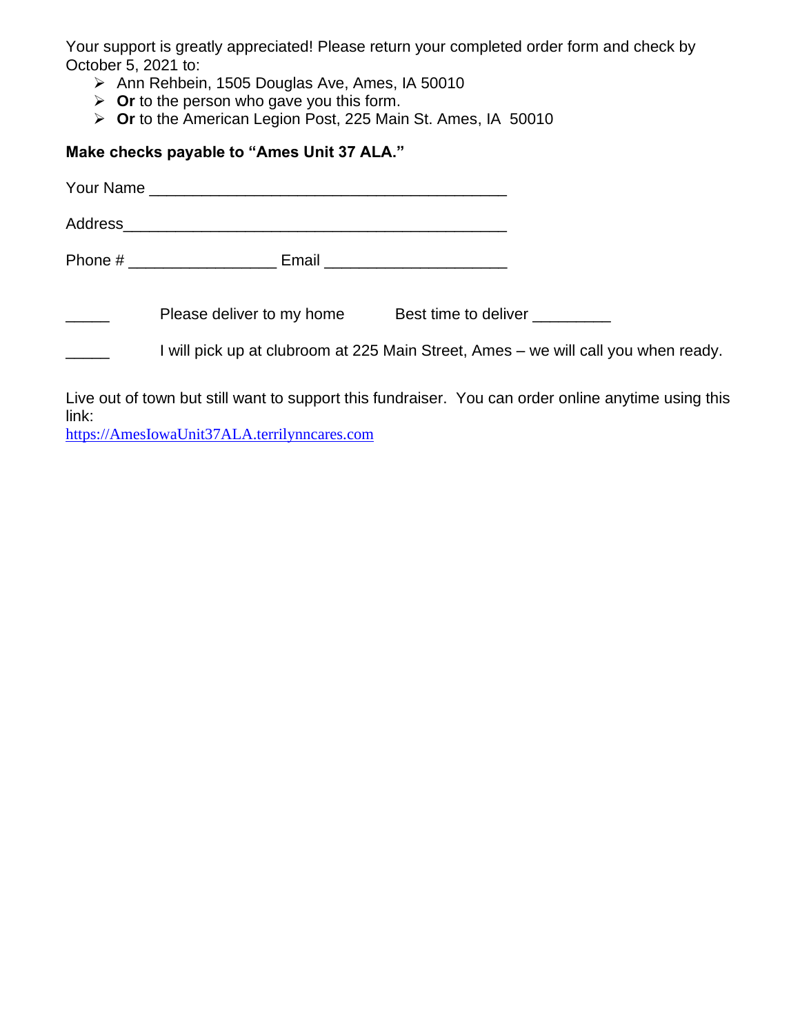Your support is greatly appreciated! Please return your completed order form and check by October 5, 2021 to:

- Ann Rehbein, 1505 Douglas Ave, Ames, IA 50010
- **Or** to the person who gave you this form.
- **Or** to the American Legion Post, 225 Main St. Ames, IA 50010

**Make checks payable to "Ames Unit 37 ALA."**

Your Name ________________________________________

Address___________________________________________

Phone # ________________ Email ____________________

_____ Please deliver to my home Best time to deliver _________

_____ I will pick up at clubroom at 225 Main Street, Ames – we will call you when ready.

Live out of town but still want to support this fundraiser. You can order online anytime using this link:
https://AmesIowaUnit37ALA.terrilynncares.com